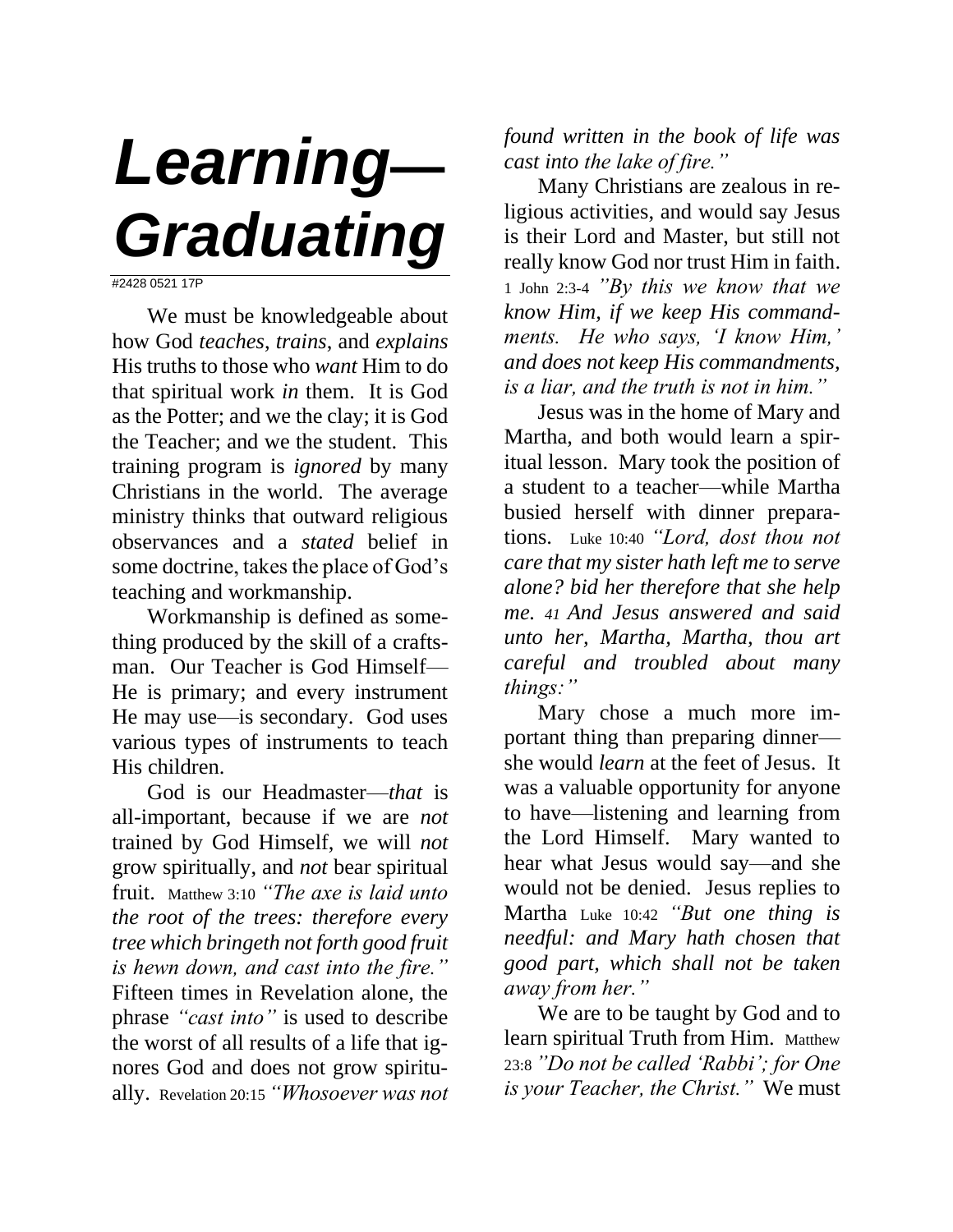# *Learning—Graduating*

#2428 0521 17P

We must be knowledgeable about how God *teaches*, *trains*, and *explains* His truths to those who *want* Him to do that spiritual work *in* them. It is God as the Potter; and we the clay; it is God the Teacher; and we the student. This training program is *ignored* by many Christians in the world. The average ministry thinks that outward religious observances and a *stated* belief in some doctrine, takes the place of God's teaching and workmanship.

Workmanship is defined as something produced by the skill of a craftsman. Our Teacher is God Himself—He is primary; and every instrument He may use—is secondary. God uses various types of instruments to teach His children.

God is our Headmaster—*that* is all-important, because if we are *not* trained by God Himself, we will *not* grow spiritually, and *not* bear spiritual fruit. Matthew 3:10 *"The axe is laid unto the root of the trees: therefore every tree which bringeth not forth good fruit is hewn down, and cast into the fire."* Fifteen times in Revelation alone, the phrase *"cast into"* is used to describe the worst of all results of a life that ignores God and does not grow spiritually. Revelation 20:15 *"Whosoever was not found written in the book of life was cast into the lake of fire."*

Many Christians are zealous in religious activities, and would say Jesus is their Lord and Master, but still not really know God nor trust Him in faith. 1 John 2:3-4 *"By this we know that we know Him, if we keep His commandments. He who says, 'I know Him,' and does not keep His commandments, is a liar, and the truth is not in him."*

Jesus was in the home of Mary and Martha, and both would learn a spiritual lesson. Mary took the position of a student to a teacher—while Martha busied herself with dinner preparations. Luke 10:40 *"Lord, dost thou not care that my sister hath left me to serve alone? bid her therefore that she help me. 41 And Jesus answered and said unto her, Martha, Martha, thou art careful and troubled about many things:"*

Mary chose a much more important thing than preparing dinner—she would *learn* at the feet of Jesus. It was a valuable opportunity for anyone to have—listening and learning from the Lord Himself. Mary wanted to hear what Jesus would say—and she would not be denied. Jesus replies to Martha Luke 10:42 *"But one thing is needful: and Mary hath chosen that good part, which shall not be taken away from her."*

We are to be taught by God and to learn spiritual Truth from Him. Matthew 23:8 *"Do not be called 'Rabbi'; for One is your Teacher, the Christ."* We must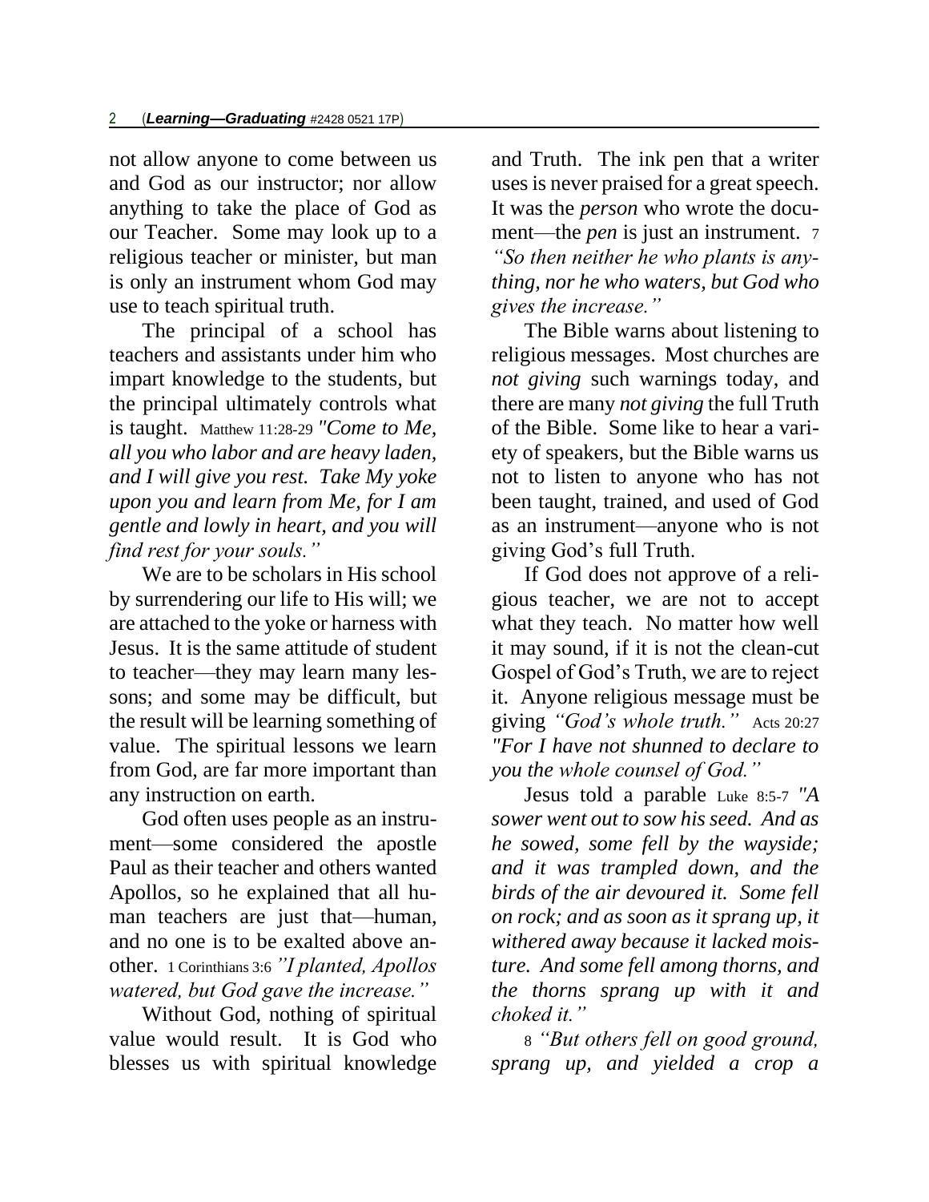not allow anyone to come between us and God as our instructor; nor allow anything to take the place of God as our Teacher. Some may look up to a religious teacher or minister, but man is only an instrument whom God may use to teach spiritual truth.

The principal of a school has teachers and assistants under him who impart knowledge to the students, but the principal ultimately controls what is taught. Matthew 11:28-29 *"Come to Me, all you who labor and are heavy laden, and I will give you rest. Take My yoke upon you and learn from Me, for I am gentle and lowly in heart, and you will find rest for your souls."*

We are to be scholars in His school by surrendering our life to His will; we are attached to the yoke or harness with Jesus. It is the same attitude of student to teacher—they may learn many lessons; and some may be difficult, but the result will be learning something of value. The spiritual lessons we learn from God, are far more important than any instruction on earth.

God often uses people as an instrument—some considered the apostle Paul as their teacher and others wanted Apollos, so he explained that all human teachers are just that—human, and no one is to be exalted above another. 1 Corinthians 3:6 *"I planted, Apollos watered, but God gave the increase."*

Without God, nothing of spiritual value would result. It is God who blesses us with spiritual knowledge and Truth. The ink pen that a writer uses is never praised for a great speech. It was the *person* who wrote the document—the *pen* is just an instrument. 7 *"So then neither he who plants is anything, nor he who waters, but God who gives the increase."*

The Bible warns about listening to religious messages. Most churches are *not giving* such warnings today, and there are many *not giving* the full Truth of the Bible. Some like to hear a variety of speakers, but the Bible warns us not to listen to anyone who has not been taught, trained, and used of God as an instrument—anyone who is not giving God's full Truth.

If God does not approve of a religious teacher, we are not to accept what they teach. No matter how well it may sound, if it is not the clean-cut Gospel of God's Truth, we are to reject it. Anyone religious message must be giving *"God's whole truth."* Acts 20:27 *"For I have not shunned to declare to you the whole counsel of God."*

Jesus told a parable Luke 8:5-7 *"A sower went out to sow his seed. And as he sowed, some fell by the wayside; and it was trampled down, and the birds of the air devoured it. Some fell on rock; and as soon as it sprang up, it withered away because it lacked moisture. And some fell among thorns, and the thorns sprang up with it and choked it."*

8 *"But others fell on good ground, sprang up, and yielded a crop a*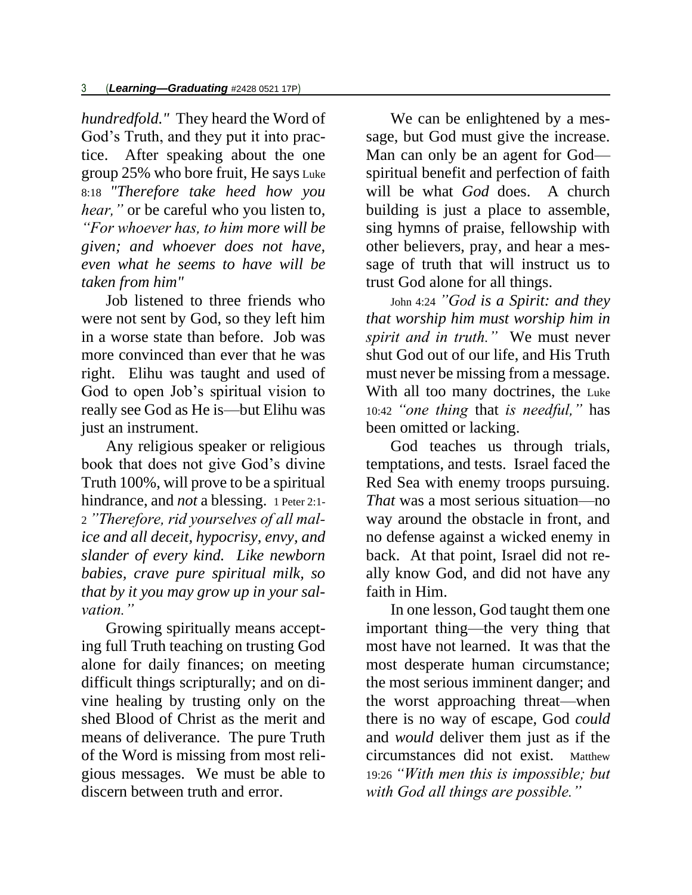*hundredfold."* They heard the Word of God's Truth, and they put it into practice. After speaking about the one group 25% who bore fruit, He says Luke 8:18 *"Therefore take heed how you hear,"* or be careful who you listen to, *"For whoever has, to him more will be given; and whoever does not have, even what he seems to have will be taken from him"*

Job listened to three friends who were not sent by God, so they left him in a worse state than before. Job was more convinced than ever that he was right. Elihu was taught and used of God to open Job's spiritual vision to really see God as He is—but Elihu was just an instrument.

Any religious speaker or religious book that does not give God's divine Truth 100%, will prove to be a spiritual hindrance, and *not* a blessing. 1 Peter 2:1-2 *"Therefore, rid yourselves of all malice and all deceit, hypocrisy, envy, and slander of every kind. Like newborn babies, crave pure spiritual milk, so that by it you may grow up in your salvation."*

Growing spiritually means accepting full Truth teaching on trusting God alone for daily finances; on meeting difficult things scripturally; and on divine healing by trusting only on the shed Blood of Christ as the merit and means of deliverance. The pure Truth of the Word is missing from most religious messages. We must be able to discern between truth and error.

We can be enlightened by a message, but God must give the increase. Man can only be an agent for God—spiritual benefit and perfection of faith will be what *God* does. A church building is just a place to assemble, sing hymns of praise, fellowship with other believers, pray, and hear a message of truth that will instruct us to trust God alone for all things.

John 4:24 *"God is a Spirit: and they that worship him must worship him in spirit and in truth."* We must never shut God out of our life, and His Truth must never be missing from a message. With all too many doctrines, the Luke 10:42 *"one thing* that *is needful,"* has been omitted or lacking.

God teaches us through trials, temptations, and tests. Israel faced the Red Sea with enemy troops pursuing. *That* was a most serious situation—no way around the obstacle in front, and no defense against a wicked enemy in back. At that point, Israel did not really know God, and did not have any faith in Him.

In one lesson, God taught them one important thing—the very thing that most have not learned. It was that the most desperate human circumstance; the most serious imminent danger; and the worst approaching threat—when there is no way of escape, God *could* and *would* deliver them just as if the circumstances did not exist. Matthew 19:26 *"With men this is impossible; but with God all things are possible."*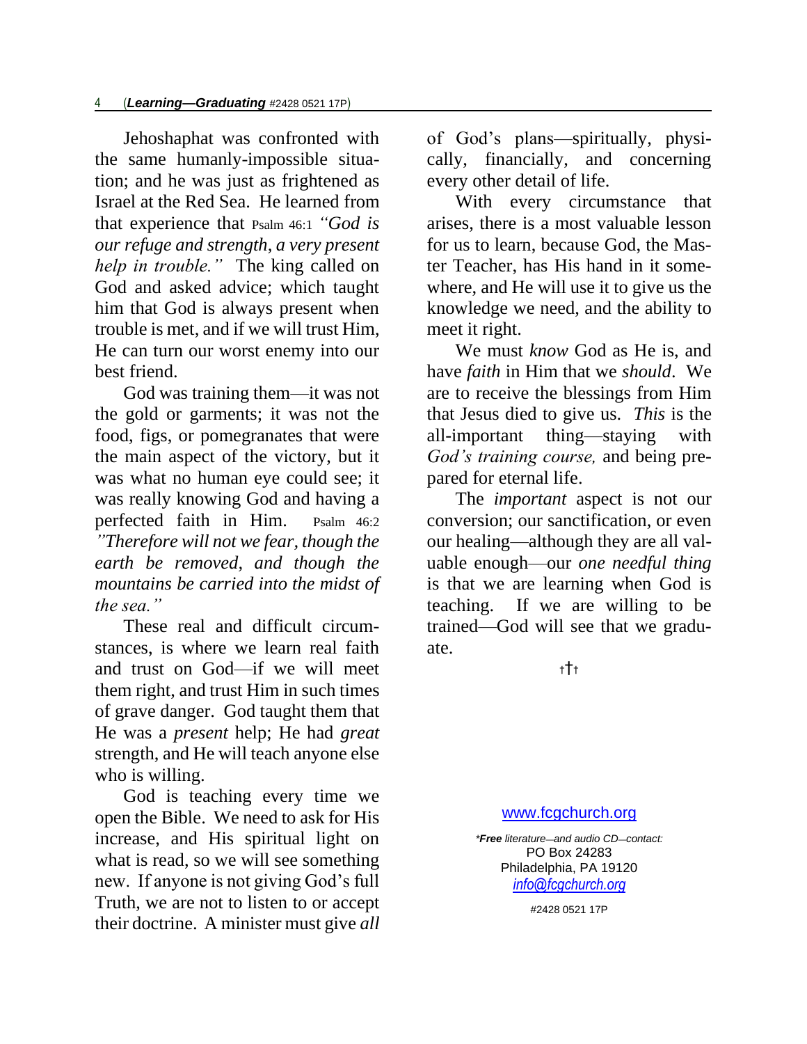Jehoshaphat was confronted with the same humanly-impossible situation; and he was just as frightened as Israel at the Red Sea. He learned from that experience that Psalm 46:1 *"God is our refuge and strength, a very present help in trouble."* The king called on God and asked advice; which taught him that God is always present when trouble is met, and if we will trust Him, He can turn our worst enemy into our best friend.

God was training them—it was not the gold or garments; it was not the food, figs, or pomegranates that were the main aspect of the victory, but it was what no human eye could see; it was really knowing God and having a perfected faith in Him. Psalm 46:2 *"Therefore will not we fear, though the earth be removed, and though the mountains be carried into the midst of the sea."*

These real and difficult circumstances, is where we learn real faith and trust on God—if we will meet them right, and trust Him in such times of grave danger. God taught them that He was a *present* help; He had *great* strength, and He will teach anyone else who is willing.

God is teaching every time we open the Bible. We need to ask for His increase, and His spiritual light on what is read, so we will see something new. If anyone is not giving God's full Truth, we are not to listen to or accept their doctrine. A minister must give *all* of God's plans—spiritually, physically, financially, and concerning every other detail of life.

With every circumstance that arises, there is a most valuable lesson for us to learn, because God, the Master Teacher, has His hand in it somewhere, and He will use it to give us the knowledge we need, and the ability to meet it right.

We must *know* God as He is, and have *faith* in Him that we *should*. We are to receive the blessings from Him that Jesus died to give us. *This* is the all-important thing—staying with *God's training course,* and being prepared for eternal life.

The *important* aspect is not our conversion; our sanctification, or even our healing—although they are all valuable enough—our *one needful thing* is that we are learning when God is teaching. If we are willing to be trained—God will see that we graduate.

†††

www.fcgchurch.org

***Free*** *literature—and audio CD—contact:*
PO Box 24283
Philadelphia, PA 19120
*info@fcgchurch.org*

#2428 0521 17P